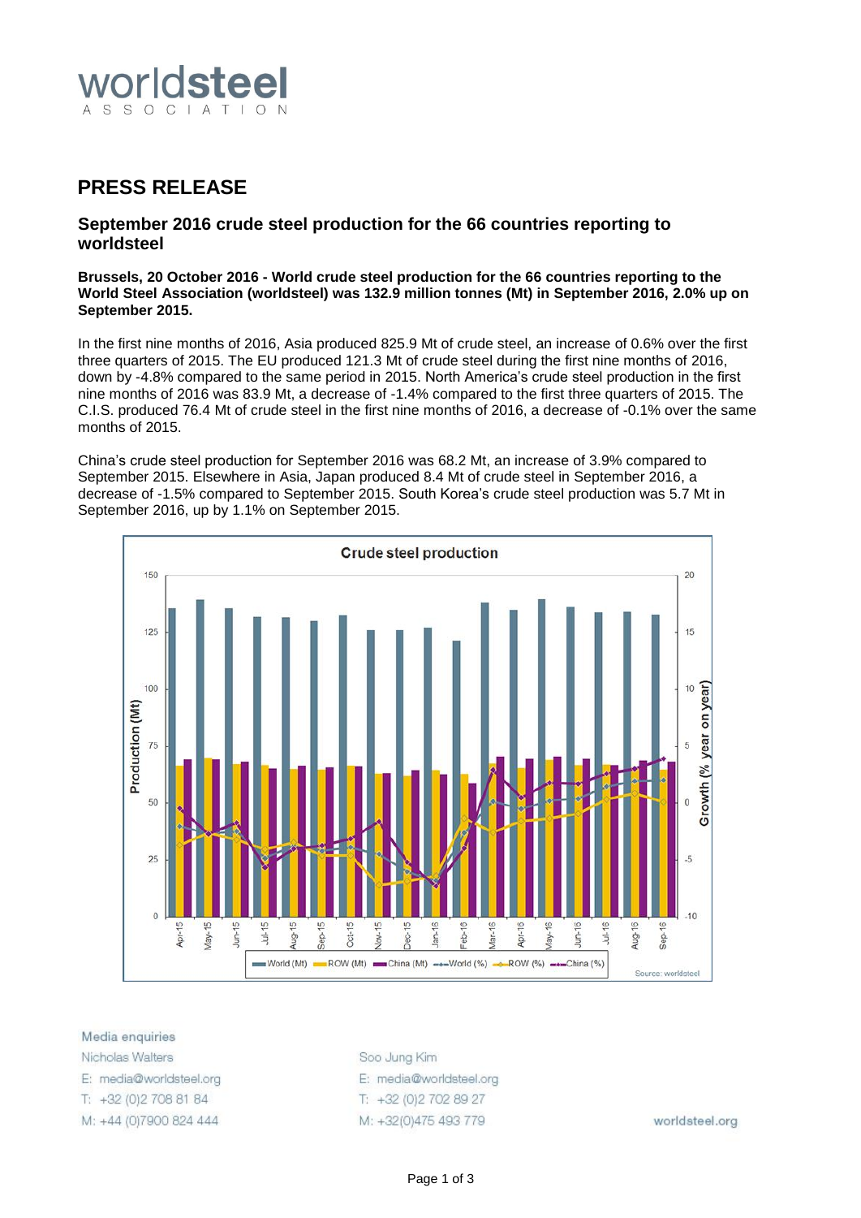# PRESS RELEASE

## September 2016 crude steel production for the 66 countries reporting to worldsteel

**Brussels, 20 October 2016 - World crude steel production for the 66 countries reporting to the World Steel Association (worldsteel) was 132.9 million tonnes (Mt) in September 2016, 2.0% up on September 2015.**

In the first nine months of 2016, Asia produced 825.9 Mt of crude steel, an increase of 0.6% over the first three quarters of 2015. The EU produced 121.3 Mt of crude steel during the first nine months of 2016, down by -4.8% compared to the same period in 2015. North America's crude steel production in the first nine months of 2016 was 83.9 Mt, a decrease of -1.4% compared to the first three quarters of 2015. The C.I.S. produced 76.4 Mt of crude steel in the first nine months of 2016, a decrease of -0.1% over the same months of 2015.

China's crude steel production for September 2016 was 68.2 Mt, an increase of 3.9% compared to September 2015. Elsewhere in Asia, Japan produced 8.4 Mt of crude steel in September 2016, a decrease of -1.5% compared to September 2015. South Korea's crude steel production was 5.7 Mt in September 2016, up by 1.1% on September 2015.

Media enquiries

Nicholas Walters
E: media@worldsteel.org
T: +32 (0)2 708 81 84
M: +44 (0)7900 824 444

Soo Jung Kim
E: media@worldsteel.org
T: +32 (0)2 702 89 27
M: +32(0)475 493 779

worldsteel.org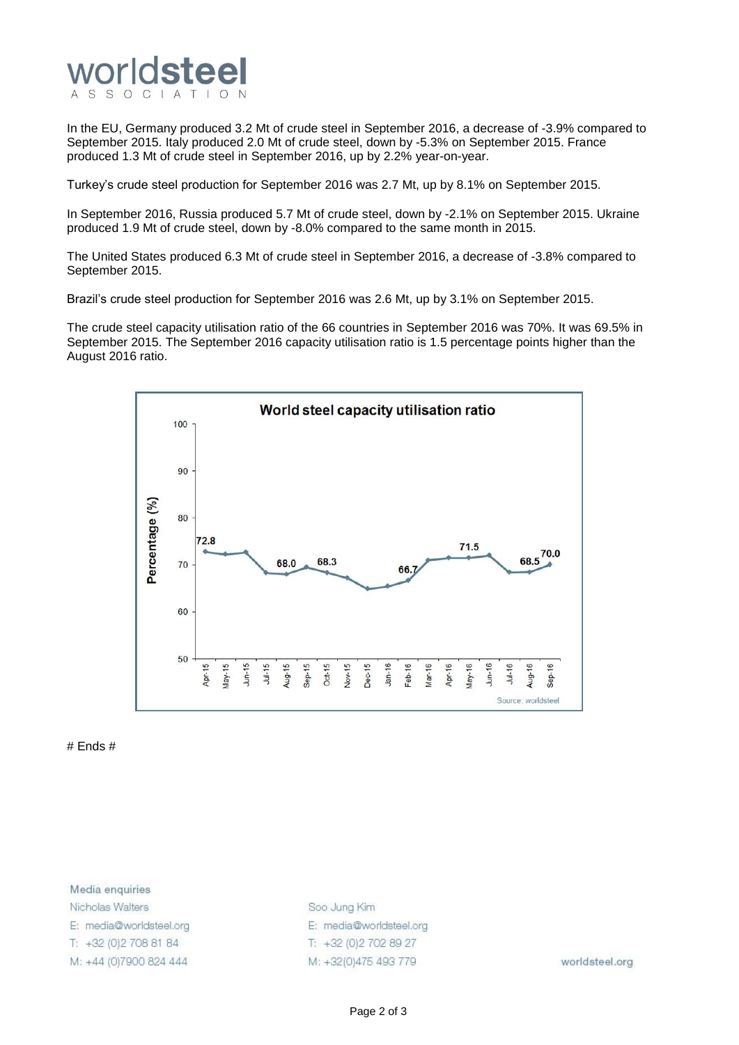In the EU, Germany produced 3.2 Mt of crude steel in September 2016, a decrease of -3.9% compared to September 2015. Italy produced 2.0 Mt of crude steel, down by -5.3% on September 2015. France produced 1.3 Mt of crude steel in September 2016, up by 2.2% year-on-year.

Turkey's crude steel production for September 2016 was 2.7 Mt, up by 8.1% on September 2015.

In September 2016, Russia produced 5.7 Mt of crude steel, down by -2.1% on September 2015. Ukraine produced 1.9 Mt of crude steel, down by -8.0% compared to the same month in 2015.

The United States produced 6.3 Mt of crude steel in September 2016, a decrease of -3.8% compared to September 2015.

Brazil's crude steel production for September 2016 was 2.6 Mt, up by 3.1% on September 2015.

The crude steel capacity utilisation ratio of the 66 countries in September 2016 was 70%. It was 69.5% in September 2015. The September 2016 capacity utilisation ratio is 1.5 percentage points higher than the August 2016 ratio.

**World steel capacity utilisation ratio**

Source: worldsteel

# Ends #

Media enquiries

Nicholas Walters
E: media@worldsteel.org
T: +32 (0)2 708 81 84
M: +44 (0)7900 824 444

Soo Jung Kim
E: media@worldsteel.org
T: +32 (0)2 702 89 27
M: +32(0)475 493 779

worldsteel.org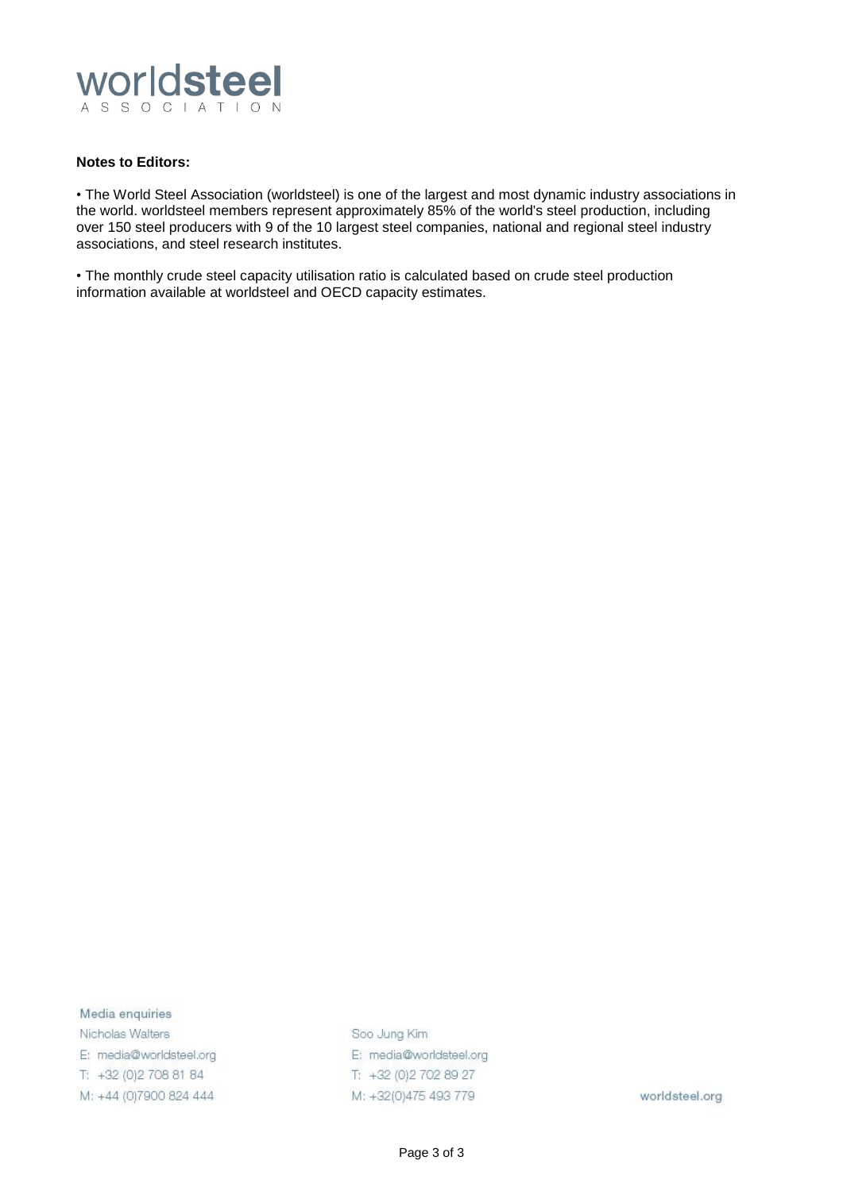worldsteel
ASSOCIATION

**Notes to Editors:**

- The World Steel Association (worldsteel) is one of the largest and most dynamic industry associations in the world. worldsteel members represent approximately 85% of the world's steel production, including over 150 steel producers with 9 of the 10 largest steel companies, national and regional steel industry associations, and steel research institutes.

- The monthly crude steel capacity utilisation ratio is calculated based on crude steel production information available at worldsteel and OECD capacity estimates.

Media enquiries

Nicholas Walters
E: media@worldsteel.org
T: +32 (0)2 708 81 84
M: +44 (0)7900 824 444

Soo Jung Kim
E: media@worldsteel.org
T: +32 (0)2 702 89 27
M: +32(0)475 493 779

worldsteel.org